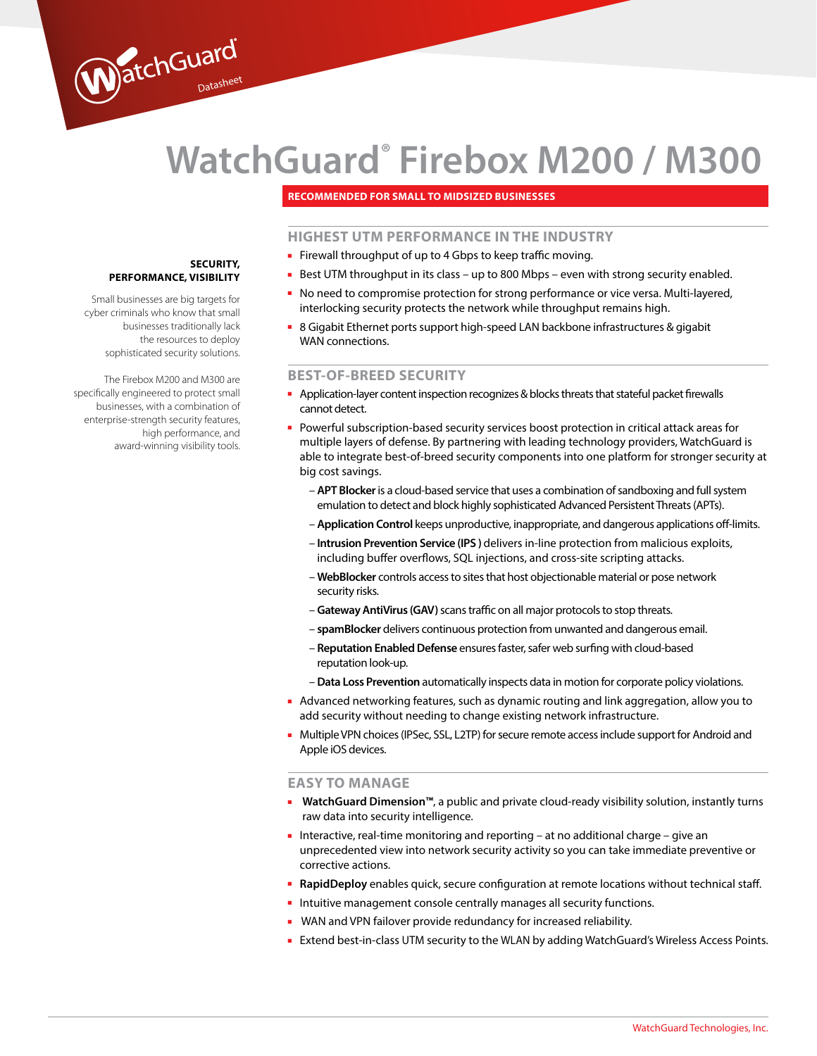WatchGuard Datasheet

# WatchGuard® Firebox M200 / M300

**RECOMMENDED FOR SMALL TO MIDSIZED BUSINESSES**

**SECURITY, PERFORMANCE, VISIBILITY**

Small businesses are big targets for cyber criminals who know that small businesses traditionally lack the resources to deploy sophisticated security solutions.

The Firebox M200 and M300 are specifically engineered to protect small businesses, with a combination of enterprise-strength security features, high performance, and award-winning visibility tools.

## HIGHEST UTM PERFORMANCE IN THE INDUSTRY

- Firewall throughput of up to 4 Gbps to keep traffic moving.
- Best UTM throughput in its class – up to 800 Mbps – even with strong security enabled.
- No need to compromise protection for strong performance or vice versa. Multi-layered, interlocking security protects the network while throughput remains high.
- 8 Gigabit Ethernet ports support high-speed LAN backbone infrastructures & gigabit WAN connections.

## BEST-OF-BREED SECURITY

- Application-layer content inspection recognizes & blocks threats that stateful packet firewalls cannot detect.
- Powerful subscription-based security services boost protection in critical attack areas for multiple layers of defense. By partnering with leading technology providers, WatchGuard is able to integrate best-of-breed security components into one platform for stronger security at big cost savings.
  - **APT Blocker** is a cloud-based service that uses a combination of sandboxing and full system emulation to detect and block highly sophisticated Advanced Persistent Threats (APTs).
  - **Application Control** keeps unproductive, inappropriate, and dangerous applications off-limits.
  - **Intrusion Prevention Service (IPS )** delivers in-line protection from malicious exploits, including buffer overflows, SQL injections, and cross-site scripting attacks.
  - **WebBlocker** controls access to sites that host objectionable material or pose network security risks.
  - **Gateway AntiVirus (GAV)** scans traffic on all major protocols to stop threats.
  - **spamBlocker** delivers continuous protection from unwanted and dangerous email.
  - **Reputation Enabled Defense** ensures faster, safer web surfing with cloud-based reputation look-up.
  - **Data Loss Prevention** automatically inspects data in motion for corporate policy violations.
- Advanced networking features, such as dynamic routing and link aggregation, allow you to add security without needing to change existing network infrastructure.
- Multiple VPN choices (IPSec, SSL, L2TP) for secure remote access include support for Android and Apple iOS devices.

## EASY TO MANAGE

- **WatchGuard Dimension™**, a public and private cloud-ready visibility solution, instantly turns raw data into security intelligence.
- Interactive, real-time monitoring and reporting – at no additional charge – give an unprecedented view into network security activity so you can take immediate preventive or corrective actions.
- **RapidDeploy** enables quick, secure configuration at remote locations without technical staff.
- Intuitive management console centrally manages all security functions.
- WAN and VPN failover provide redundancy for increased reliability.
- Extend best-in-class UTM security to the WLAN by adding WatchGuard's Wireless Access Points.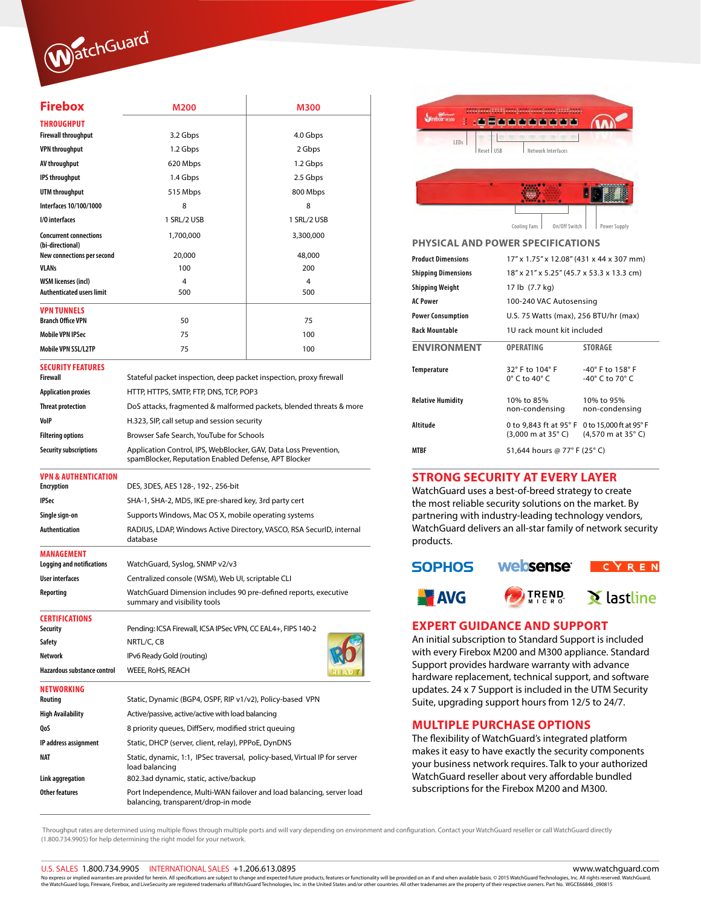# Firebox

| Firebox | M200 | M300 |
|---|---|---|
| **THROUGHPUT** | | |
| Firewall throughput | 3.2 Gbps | 4.0 Gbps |
| VPN throughput | 1.2 Gbps | 2 Gbps |
| AV throughput | 620 Mbps | 1.2 Gbps |
| IPS throughput | 1.4 Gbps | 2.5 Gbps |
| UTM throughput | 515 Mbps | 800 Mbps |
| Interfaces 10/100/1000 | 8 | 8 |
| I/O interfaces | 1 SRL/2 USB | 1 SRL/2 USB |
| Concurrent connections (bi-directional) | 1,700,000 | 3,300,000 |
| New connections per second | 20,000 | 48,000 |
| VLANs | 100 | 200 |
| WSM licenses (incl) | 4 | 4 |
| Authenticated users limit | 500 | 500 |
| **VPN TUNNELS** | | |
| Branch Office VPN | 50 | 75 |
| Mobile VPN IPSec | 75 | 100 |
| Mobile VPN SSL/L2TP | 75 | 100 |

## SECURITY FEATURES

| | |
|---|---|
| Firewall | Stateful packet inspection, deep packet inspection, proxy firewall |
| Application proxies | HTTP, HTTPS, SMTP, FTP, DNS, TCP, POP3 |
| Threat protection | DoS attacks, fragmented & malformed packets, blended threats & more |
| VoIP | H.323, SIP, call setup and session security |
| Filtering options | Browser Safe Search, YouTube for Schools |
| Security subscriptions | Application Control, IPS, WebBlocker, GAV, Data Loss Prevention, spamBlocker, Reputation Enabled Defense, APT Blocker |

## VPN & AUTHENTICATION

| | |
|---|---|
| Encryption | DES, 3DES, AES 128-, 192-, 256-bit |
| IPSec | SHA-1, SHA-2, MD5, IKE pre-shared key, 3rd party cert |
| Single sign-on | Supports Windows, Mac OS X, mobile operating systems |
| Authentication | RADIUS, LDAP, Windows Active Directory, VASCO, RSA SecurID, internal database |

## MANAGEMENT

| | |
|---|---|
| Logging and notifications | WatchGuard, Syslog, SNMP v2/v3 |
| User interfaces | Centralized console (WSM), Web UI, scriptable CLI |
| Reporting | WatchGuard Dimension includes 90 pre-defined reports, executive summary and visibility tools |

## CERTIFICATIONS

| | |
|---|---|
| Security | Pending: ICSA Firewall, ICSA IPSec VPN, CC EAL4+, FIPS 140-2 |
| Safety | NRTL/C, CB |
| Network | IPv6 Ready Gold (routing) |
| Hazardous substance control | WEEE, RoHS, REACH |

## NETWORKING

| | |
|---|---|
| Routing | Static, Dynamic (BGP4, OSPF, RIP v1/v2), Policy-based VPN |
| High Availability | Active/passive, active/active with load balancing |
| QoS | 8 priority queues, DiffServ, modified strict queuing |
| IP address assignment | Static, DHCP (server, client, relay), PPPoE, DynDNS |
| NAT | Static, dynamic, 1:1, IPSec traversal, policy-based, Virtual IP for server load balancing |
| Link aggregation | 802.3ad dynamic, static, active/backup |
| Other features | Port Independence, Multi-WAN failover and load balancing, server load balancing, transparent/drop-in mode |

LEDs
Reset | USB
Network Interfaces
Cooling Fans
On/Off Switch
Power Supply

## PHYSICAL AND POWER SPECIFICATIONS

| | |
|---|---|
| Product Dimensions | 17" x 1.75" x 12.08" (431 x 44 x 307 mm) |
| Shipping Dimensions | 18" x 21" x 5.25" (45.7 x 53.3 x 13.3 cm) |
| Shipping Weight | 17 lb (7.7 kg) |
| AC Power | 100-240 VAC Autosensing |
| Power Consumption | U.S. 75 Watts (max), 256 BTU/hr (max) |
| Rack Mountable | 1U rack mount kit included |

| ENVIRONMENT | OPERATING | STORAGE |
|---|---|---|
| Temperature | 32° F to 104° F<br>0° C to 40° C | -40° F to 158° F<br>-40° C to 70° C |
| Relative Humidity | 10% to 85% non-condensing | 10% to 95% non-condensing |
| Altitude | 0 to 9,843 ft at 95° F (3,000 m at 35° C) | 0 to 15,000 ft at 95° F (4,570 m at 35° C) |
| MTBF | 51,644 hours @ 77° F (25° C) | |

## STRONG SECURITY AT EVERY LAYER

WatchGuard uses a best-of-breed strategy to create the most reliable security solutions on the market. By partnering with industry-leading technology vendors, WatchGuard delivers an all-star family of network security products.

SOPHOS websense CYREN AVG TREND MICRO lastline

## EXPERT GUIDANCE AND SUPPORT

An initial subscription to Standard Support is included with every Firebox M200 and M300 appliance. Standard Support provides hardware warranty with advance hardware replacement, technical support, and software updates. 24 x 7 Support is included in the UTM Security Suite, upgrading support hours from 12/5 to 24/7.

## MULTIPLE PURCHASE OPTIONS

The flexibility of WatchGuard's integrated platform makes it easy to have exactly the security components your business network requires. Talk to your authorized WatchGuard reseller about very affordable bundled subscriptions for the Firebox M200 and M300.

Throughput rates are determined using multiple flows through multiple ports and will vary depending on environment and configuration. Contact your WatchGuard reseller or call WatchGuard directly (1.800.734.9905) for help determining the right model for your network.

U.S. SALES 1.800.734.9905 INTERNATIONAL SALES +1.206.613.0895 www.watchguard.com

No express or implied warranties are provided for herein. All specifications are subject to change and expected future products, features or functionality will be provided on an if and when available basis. © 2015 WatchGuard Technologies, Inc. All rights reserved. WatchGuard, the WatchGuard logo, Fireware, Firebox, and LiveSecurity are registered trademarks of WatchGuard Technologies, Inc. in the United States and/or other countries. All other tradenames are the property of their respective owners. Part No. WGCE66846_090815